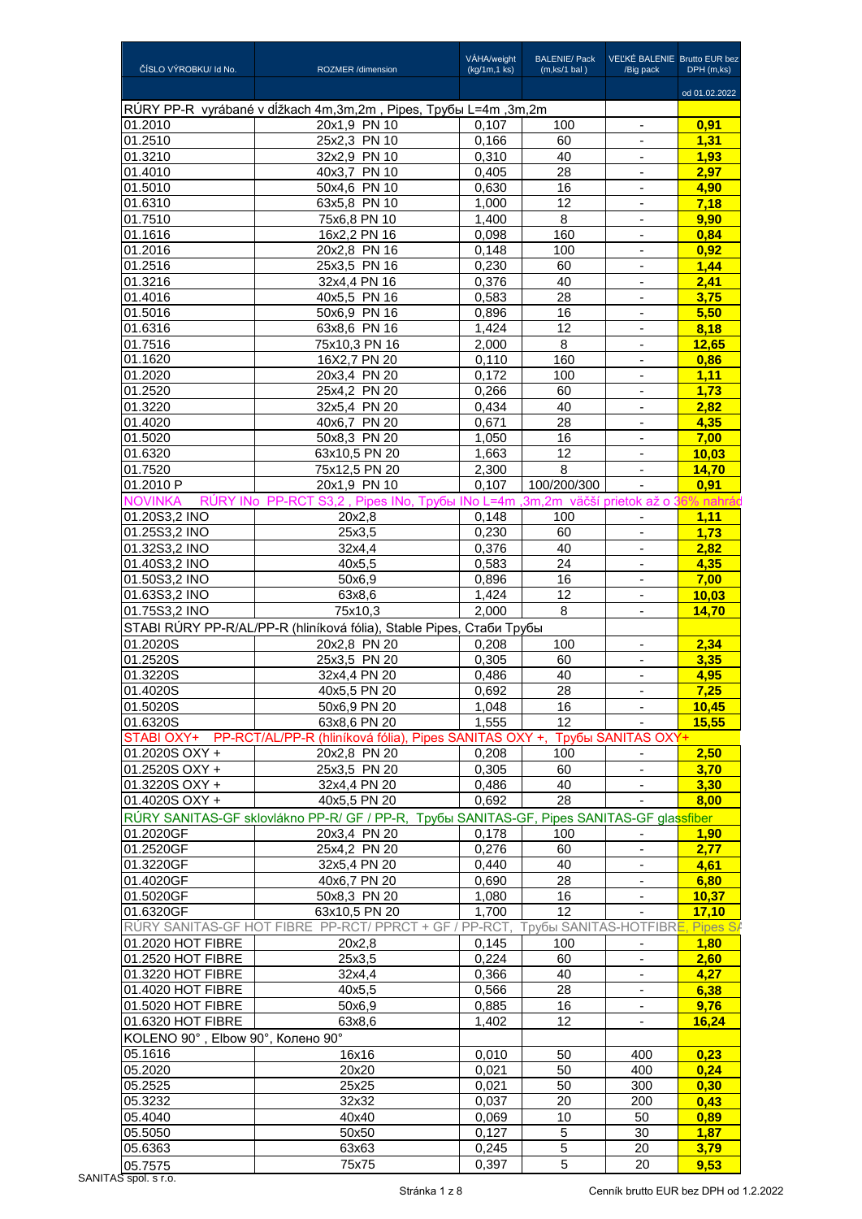| ČÍSLO VÝROBKU/ Id No. | ROZMER /dimension | VÁHA/weight (kg/1m,1 ks) | BALENIE/ Pack (m,ks/1 bal ) | VEĽKÉ BALENIE /Big pack | Brutto EUR bez DPH (m,ks) |
|---|---|---|---|---|---|
| | | | | | od 01.02.2022 |
| RÚRY PP-R vyrábané v dĺžkach 4m,3m,2m , Pipes, Трубы L=4m ,3m,2m | | | | | |
| 01.2010 | 20x1,9 PN 10 | 0,107 | 100 | - | **0,91** |
| 01.2510 | 25x2,3 PN 10 | 0,166 | 60 | - | **1,31** |
| 01.3210 | 32x2,9 PN 10 | 0,310 | 40 | - | **1,93** |
| 01.4010 | 40x3,7 PN 10 | 0,405 | 28 | - | **2,97** |
| 01.5010 | 50x4,6 PN 10 | 0,630 | 16 | - | **4,90** |
| 01.6310 | 63x5,8 PN 10 | 1,000 | 12 | - | **7,18** |
| 01.7510 | 75x6,8 PN 10 | 1,400 | 8 | - | **9,90** |
| 01.1616 | 16x2,2 PN 16 | 0,098 | 160 | - | **0,84** |
| 01.2016 | 20x2,8 PN 16 | 0,148 | 100 | - | **0,92** |
| 01.2516 | 25x3,5 PN 16 | 0,230 | 60 | - | **1,44** |
| 01.3216 | 32x4,4 PN 16 | 0,376 | 40 | - | **2,41** |
| 01.4016 | 40x5,5 PN 16 | 0,583 | 28 | - | **3,75** |
| 01.5016 | 50x6,9 PN 16 | 0,896 | 16 | - | **5,50** |
| 01.6316 | 63x8,6 PN 16 | 1,424 | 12 | - | **8,18** |
| 01.7516 | 75x10,3 PN 16 | 2,000 | 8 | - | **12,65** |
| 01.1620 | 16X2,7 PN 20 | 0,110 | 160 | - | **0,86** |
| 01.2020 | 20x3,4 PN 20 | 0,172 | 100 | - | **1,11** |
| 01.2520 | 25x4,2 PN 20 | 0,266 | 60 | - | **1,73** |
| 01.3220 | 32x5,4 PN 20 | 0,434 | 40 | - | **2,82** |
| 01.4020 | 40x6,7 PN 20 | 0,671 | 28 | - | **4,35** |
| 01.5020 | 50x8,3 PN 20 | 1,050 | 16 | - | **7,00** |
| 01.6320 | 63x10,5 PN 20 | 1,663 | 12 | - | **10,03** |
| 01.7520 | 75x12,5 PN 20 | 2,300 | 8 | - | **14,70** |
| 01.2010 P | 20x1,9 PN 10 | 0,107 | 100/200/300 | - | **0,91** |
| NOVINKA RÚRY INo PP-RCT S3,2 , Pipes INo, Трубы INo L=4m ,3m,2m väčší prietok až o 36% nahrád | | | | | |
| 01.20S3,2 INO | 20x2,8 | 0,148 | 100 | - | **1,11** |
| 01.25S3,2 INO | 25x3,5 | 0,230 | 60 | - | **1,73** |
| 01.32S3,2 INO | 32x4,4 | 0,376 | 40 | - | **2,82** |
| 01.40S3,2 INO | 40x5,5 | 0,583 | 24 | - | **4,35** |
| 01.50S3,2 INO | 50x6,9 | 0,896 | 16 | - | **7,00** |
| 01.63S3,2 INO | 63x8,6 | 1,424 | 12 | - | **10,03** |
| 01.75S3,2 INO | 75x10,3 | 2,000 | 8 | - | **14,70** |
| STABI RÚRY PP-R/AL/PP-R (hliníková fólia), Stable Pipes, Стаби Трубы | | | | | |
| 01.2020S | 20x2,8 PN 20 | 0,208 | 100 | - | **2,34** |
| 01.2520S | 25x3,5 PN 20 | 0,305 | 60 | - | **3,35** |
| 01.3220S | 32x4,4 PN 20 | 0,486 | 40 | - | **4,95** |
| 01.4020S | 40x5,5 PN 20 | 0,692 | 28 | - | **7,25** |
| 01.5020S | 50x6,9 PN 20 | 1,048 | 16 | - | **10,45** |
| 01.6320S | 63x8,6 PN 20 | 1,555 | 12 | - | **15,55** |
| STABI OXY+ PP-RCT/AL/PP-R (hliníková fólia), Pipes SANITAS OXY +, Трубы SANITAS OXY+ | | | | | |
| 01.2020S OXY + | 20x2,8 PN 20 | 0,208 | 100 | - | **2,50** |
| 01.2520S OXY + | 25x3,5 PN 20 | 0,305 | 60 | - | **3,70** |
| 01.3220S OXY + | 32x4,4 PN 20 | 0,486 | 40 | - | **3,30** |
| 01.4020S OXY + | 40x5,5 PN 20 | 0,692 | 28 | - | **8,00** |
| RÚRY SANITAS-GF sklovlákno PP-R/ GF / PP-R, Трубы SANITAS-GF, Pipes SANITAS-GF glassfiber | | | | | |
| 01.2020GF | 20x3,4 PN 20 | 0,178 | 100 | - | **1,90** |
| 01.2520GF | 25x4,2 PN 20 | 0,276 | 60 | - | **2,77** |
| 01.3220GF | 32x5,4 PN 20 | 0,440 | 40 | - | **4,61** |
| 01.4020GF | 40x6,7 PN 20 | 0,690 | 28 | - | **6,80** |
| 01.5020GF | 50x8,3 PN 20 | 1,080 | 16 | - | **10,37** |
| 01.6320GF | 63x10,5 PN 20 | 1,700 | 12 | - | **17,10** |
| RÚRY SANITAS-GF HOT FIBRE PP-RCT/ PPRCT + GF / PP-RCT, Трубы SANITAS-HOTFIBRE, Pipes SA | | | | | |
| 01.2020 HOT FIBRE | 20x2,8 | 0,145 | 100 | - | **1,80** |
| 01.2520 HOT FIBRE | 25x3,5 | 0,224 | 60 | - | **2,60** |
| 01.3220 HOT FIBRE | 32x4,4 | 0,366 | 40 | - | **4,27** |
| 01.4020 HOT FIBRE | 40x5,5 | 0,566 | 28 | - | **6,38** |
| 01.5020 HOT FIBRE | 50x6,9 | 0,885 | 16 | - | **9,76** |
| 01.6320 HOT FIBRE | 63x8,6 | 1,402 | 12 | - | **16,24** |
| KOLENO 90° , Elbow 90°, Колено 90° | | | | | |
| 05.1616 | 16x16 | 0,010 | 50 | 400 | **0,23** |
| 05.2020 | 20x20 | 0,021 | 50 | 400 | **0,24** |
| 05.2525 | 25x25 | 0,021 | 50 | 300 | **0,30** |
| 05.3232 | 32x32 | 0,037 | 20 | 200 | **0,43** |
| 05.4040 | 40x40 | 0,069 | 10 | 50 | **0,89** |
| 05.5050 | 50x50 | 0,127 | 5 | 30 | **1,87** |
| 05.6363 | 63x63 | 0,245 | 5 | 20 | **3,79** |
| 05.7575 | 75x75 | 0,397 | 5 | 20 | **9,53** |

SANITAS spol. s r.o.

Cenník brutto EUR bez DPH od 1.2.2022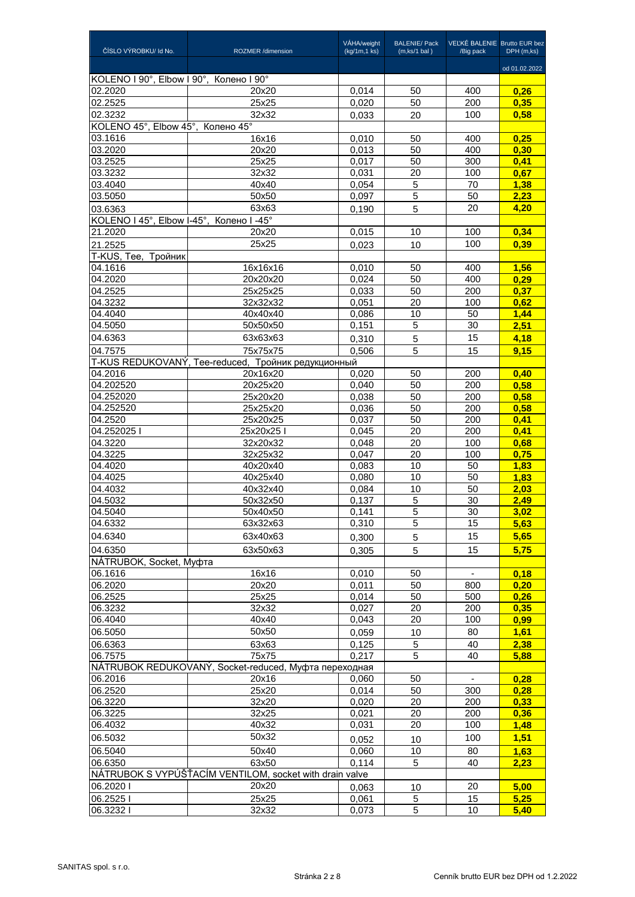| ČÍSLO VÝROBKU/ Id No. | ROZMER /dimension | VÁHA/weight (kg/1m,1 ks) | BALENIE/ Pack (m,ks/1 bal ) | VEĽKÉ BALENIE /Big pack | Brutto EUR bez DPH (m,ks) |
|---|---|---|---|---|---|
| | | | | | od 01.02.2022 |
| KOLENO I 90°, Elbow I 90°, Колено I 90° | | | | | |
| 02.2020 | 20x20 | 0,014 | 50 | 400 | **0,26** |
| 02.2525 | 25x25 | 0,020 | 50 | 200 | **0,35** |
| 02.3232 | 32x32 | 0,033 | 20 | 100 | **0,58** |
| KOLENO 45°, Elbow 45°, Колено 45° | | | | | |
| 03.1616 | 16x16 | 0,010 | 50 | 400 | **0,25** |
| 03.2020 | 20x20 | 0,013 | 50 | 400 | **0,30** |
| 03.2525 | 25x25 | 0,017 | 50 | 300 | **0,41** |
| 03.3232 | 32x32 | 0,031 | 20 | 100 | **0,67** |
| 03.4040 | 40x40 | 0,054 | 5 | 70 | **1,38** |
| 03.5050 | 50x50 | 0,097 | 5 | 50 | **2,23** |
| 03.6363 | 63x63 | 0,190 | 5 | 20 | **4,20** |
| KOLENO I 45°, Elbow I-45°, Колено I -45° | | | | | |
| 21.2020 | 20x20 | 0,015 | 10 | 100 | **0,34** |
| 21.2525 | 25x25 | 0,023 | 10 | 100 | **0,39** |
| T-KUS, Tee, Тройник | | | | | |
| 04.1616 | 16x16x16 | 0,010 | 50 | 400 | **1,56** |
| 04.2020 | 20x20x20 | 0,024 | 50 | 400 | **0,29** |
| 04.2525 | 25x25x25 | 0,033 | 50 | 200 | **0,37** |
| 04.3232 | 32x32x32 | 0,051 | 20 | 100 | **0,62** |
| 04.4040 | 40x40x40 | 0,086 | 10 | 50 | **1,44** |
| 04.5050 | 50x50x50 | 0,151 | 5 | 30 | **2,51** |
| 04.6363 | 63x63x63 | 0,310 | 5 | 15 | **4,18** |
| 04.7575 | 75x75x75 | 0,506 | 5 | 15 | **9,15** |
| T-KUS REDUKOVANÝ, Tee-reduced, Тройник редукционный | | | | | |
| 04.2016 | 20x16x20 | 0,020 | 50 | 200 | **0,40** |
| 04.202520 | 20x25x20 | 0,040 | 50 | 200 | **0,58** |
| 04.252020 | 25x20x20 | 0,038 | 50 | 200 | **0,58** |
| 04.252520 | 25x25x20 | 0,036 | 50 | 200 | **0,58** |
| 04.2520 | 25x20x25 | 0,037 | 50 | 200 | **0,41** |
| 04.252025 I | 25x20x25 I | 0,045 | 20 | 200 | **0,41** |
| 04.3220 | 32x20x32 | 0,048 | 20 | 100 | **0,68** |
| 04.3225 | 32x25x32 | 0,047 | 20 | 100 | **0,75** |
| 04.4020 | 40x20x40 | 0,083 | 10 | 50 | **1,83** |
| 04.4025 | 40x25x40 | 0,080 | 10 | 50 | **1,83** |
| 04.4032 | 40x32x40 | 0,084 | 10 | 50 | **2,03** |
| 04.5032 | 50x32x50 | 0,137 | 5 | 30 | **2,49** |
| 04.5040 | 50x40x50 | 0,141 | 5 | 30 | **3,02** |
| 04.6332 | 63x32x63 | 0,310 | 5 | 15 | **5,63** |
| 04.6340 | 63x40x63 | 0,300 | 5 | 15 | **5,65** |
| 04.6350 | 63x50x63 | 0,305 | 5 | 15 | **5,75** |
| NÁTRUBOK, Socket, Муфта | | | | | |
| 06.1616 | 16x16 | 0,010 | 50 | - | **0,18** |
| 06.2020 | 20x20 | 0,011 | 50 | 800 | **0,20** |
| 06.2525 | 25x25 | 0,014 | 50 | 500 | **0,26** |
| 06.3232 | 32x32 | 0,027 | 20 | 200 | **0,35** |
| 06.4040 | 40x40 | 0,043 | 20 | 100 | **0,99** |
| 06.5050 | 50x50 | 0,059 | 10 | 80 | **1,61** |
| 06.6363 | 63x63 | 0,125 | 5 | 40 | **2,38** |
| 06.7575 | 75x75 | 0,217 | 5 | 40 | **5,88** |
| NÁTRUBOK REDUKOVANÝ, Socket-reduced, Муфта переходная | | | | | |
| 06.2016 | 20x16 | 0,060 | 50 | - | **0,28** |
| 06.2520 | 25x20 | 0,014 | 50 | 300 | **0,28** |
| 06.3220 | 32x20 | 0,020 | 20 | 200 | **0,33** |
| 06.3225 | 32x25 | 0,021 | 20 | 200 | **0,36** |
| 06.4032 | 40x32 | 0,031 | 20 | 100 | **1,48** |
| 06.5032 | 50x32 | 0,052 | 10 | 100 | **1,51** |
| 06.5040 | 50x40 | 0,060 | 10 | 80 | **1,63** |
| 06.6350 | 63x50 | 0,114 | 5 | 40 | **2,23** |
| NÁTRUBOK S VYPÚŠŤACÍM VENTILOM, socket with drain valve | | | | | |
| 06.2020 I | 20x20 | 0,063 | 10 | 20 | **5,00** |
| 06.2525 I | 25x25 | 0,061 | 5 | 15 | **5,25** |
| 06.3232 I | 32x32 | 0,073 | 5 | 10 | **5,40** |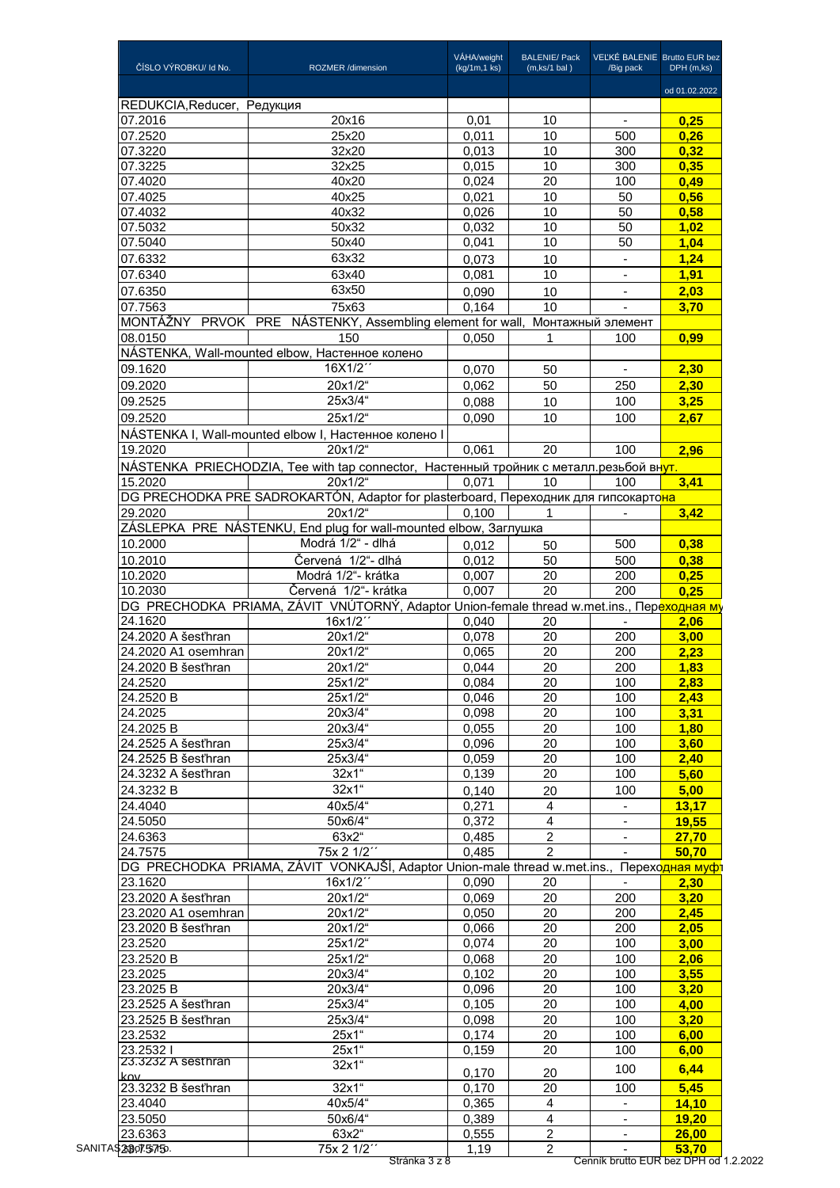| ČÍSLO VÝROBKU/ Id No. | ROZMER /dimension | VÁHA/weight (kg/1m,1 ks) | BALENIE/ Pack (m,ks/1 bal ) | VEĽKÉ BALENIE /Big pack | Brutto EUR bez DPH (m,ks) |
|---|---|---|---|---|---|
| | | | | | od 01.02.2022 |
| REDUKCIA,Reducer, Редукция | | | | | |
| 07.2016 | 20x16 | 0,01 | 10 | - | **0,25** |
| 07.2520 | 25x20 | 0,011 | 10 | 500 | **0,26** |
| 07.3220 | 32x20 | 0,013 | 10 | 300 | **0,32** |
| 07.3225 | 32x25 | 0,015 | 10 | 300 | **0,35** |
| 07.4020 | 40x20 | 0,024 | 20 | 100 | **0,49** |
| 07.4025 | 40x25 | 0,021 | 10 | 50 | **0,56** |
| 07.4032 | 40x32 | 0,026 | 10 | 50 | **0,58** |
| 07.5032 | 50x32 | 0,032 | 10 | 50 | **1,02** |
| 07.5040 | 50x40 | 0,041 | 10 | 50 | **1,04** |
| 07.6332 | 63x32 | 0,073 | 10 | - | **1,24** |
| 07.6340 | 63x40 | 0,081 | 10 | - | **1,91** |
| 07.6350 | 63x50 | 0,090 | 10 | - | **2,03** |
| 07.7563 | 75x63 | 0,164 | 10 | - | **3,70** |
| MONTÁŽNY PRVOK PRE NÁSTENKY, Assembling element for wall, Монтажный элемент | | | | | |
| 08.0150 | 150 | 0,050 | 1 | 100 | **0,99** |
| NÁSTENKA, Wall-mounted elbow, Настенное колено | | | | | |
| 09.1620 | 16X1/2´´ | 0,070 | 50 | - | **2,30** |
| 09.2020 | 20x1/2“ | 0,062 | 50 | 250 | **2,30** |
| 09.2525 | 25x3/4“ | 0,088 | 10 | 100 | **3,25** |
| 09.2520 | 25x1/2“ | 0,090 | 10 | 100 | **2,67** |
| NÁSTENKA I, Wall-mounted elbow I, Настенное колено I | | | | | |
| 19.2020 | 20x1/2“ | 0,061 | 20 | 100 | **2,96** |
| NÁSTENKA PRIECHODZIA, Tee with tap connector, Настенный тройник с металл.резьбой внут. | | | | | |
| 15.2020 | 20x1/2“ | 0,071 | 10 | 100 | **3,41** |
| DG PRECHODKA PRE SADROKARTÓN, Adaptor for plasterboard, Переходник для гипсокартона | | | | | |
| 29.2020 | 20x1/2“ | 0,100 | 1 | - | **3,42** |
| ZÁSLEPKA PRE NÁSTENKU, End plug for wall-mounted elbow, Заглушка | | | | | |
| 10.2000 | Modrá 1/2“ - dlhá | 0,012 | 50 | 500 | **0,38** |
| 10.2010 | Červená 1/2“- dlhá | 0,012 | 50 | 500 | **0,38** |
| 10.2020 | Modrá 1/2“- krátka | 0,007 | 20 | 200 | **0,25** |
| 10.2030 | Červená 1/2“- krátka | 0,007 | 20 | 200 | **0,25** |
| DG PRECHODKA PRIAMA, ZÁVIT VNÚTORNÝ, Adaptor Union-female thread w.met.ins., Переходная му | | | | | |
| 24.1620 | 16x1/2´´ | 0,040 | 20 | - | **2,06** |
| 24.2020 A šesťhran | 20x1/2“ | 0,078 | 20 | 200 | **3,00** |
| 24.2020 A1 osemhran | 20x1/2“ | 0,065 | 20 | 200 | **2,23** |
| 24.2020 B šesťhran | 20x1/2“ | 0,044 | 20 | 200 | **1,83** |
| 24.2520 | 25x1/2“ | 0,084 | 20 | 100 | **2,83** |
| 24.2520 B | 25x1/2“ | 0,046 | 20 | 100 | **2,43** |
| 24.2025 | 20x3/4“ | 0,098 | 20 | 100 | **3,31** |
| 24.2025 B | 20x3/4“ | 0,055 | 20 | 100 | **1,80** |
| 24.2525 A šesťhran | 25x3/4“ | 0,096 | 20 | 100 | **3,60** |
| 24.2525 B šesťhran | 25x3/4“ | 0,059 | 20 | 100 | **2,40** |
| 24.3232 A šesťhran | 32x1“ | 0,139 | 20 | 100 | **5,60** |
| 24.3232 B | 32x1“ | 0,140 | 20 | 100 | **5,00** |
| 24.4040 | 40x5/4“ | 0,271 | 4 | - | **13,17** |
| 24.5050 | 50x6/4“ | 0,372 | 4 | - | **19,55** |
| 24.6363 | 63x2“ | 0,485 | 2 | - | **27,70** |
| 24.7575 | 75x 2 1/2´´ | 0,485 | 2 | - | **50,70** |
| DG PRECHODKA PRIAMA, ZÁVIT VONKAJŠÍ, Adaptor Union-male thread w.met.ins., Переходная муфт | | | | | |
| 23.1620 | 16x1/2´´ | 0,090 | 20 | - | **2,30** |
| 23.2020 A šesťhran | 20x1/2“ | 0,069 | 20 | 200 | **3,20** |
| 23.2020 A1 osemhran | 20x1/2“ | 0,050 | 20 | 200 | **2,45** |
| 23.2020 B šesťhran | 20x1/2“ | 0,066 | 20 | 200 | **2,05** |
| 23.2520 | 25x1/2“ | 0,074 | 20 | 100 | **3,00** |
| 23.2520 B | 25x1/2“ | 0,068 | 20 | 100 | **2,06** |
| 23.2025 | 20x3/4“ | 0,102 | 20 | 100 | **3,55** |
| 23.2025 B | 20x3/4“ | 0,096 | 20 | 100 | **3,20** |
| 23.2525 A šesťhran | 25x3/4“ | 0,105 | 20 | 100 | **4,00** |
| 23.2525 B šesťhran | 25x3/4“ | 0,098 | 20 | 100 | **3,20** |
| 23.2532 | 25x1“ | 0,174 | 20 | 100 | **6,00** |
| 23.2532 I | 25x1“ | 0,159 | 20 | 100 | **6,00** |
| 23.3232 A šesťhran kov | 32x1“ | 0,170 | 20 | 100 | **6,44** |
| 23.3232 B šesťhran | 32x1“ | 0,170 | 20 | 100 | **5,45** |
| 23.4040 | 40x5/4“ | 0,365 | 4 | - | **14,10** |
| 23.5050 | 50x6/4“ | 0,389 | 4 | - | **19,20** |
| 23.6363 | 63x2“ | 0,555 | 2 | - | **26,00** |
| 23.7575 | 75x 2 1/2´´ | 1,19 | 2 | - | **53,70** |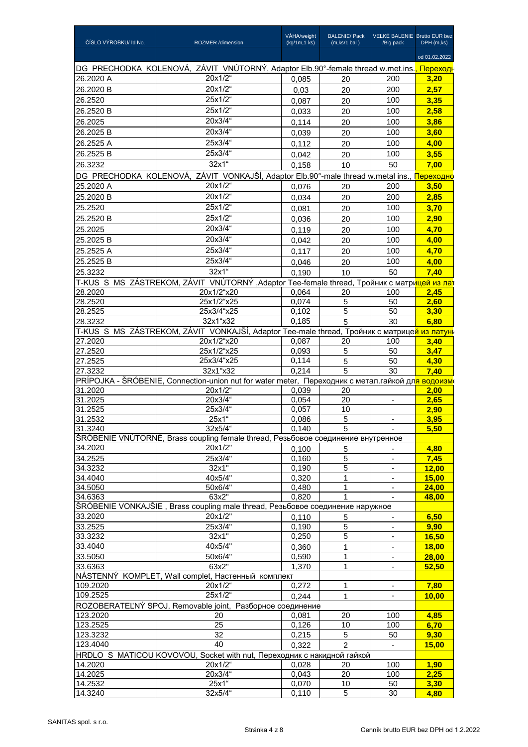| ČÍSLO VÝROBKU/ Id No. | ROZMER /dimension | VÁHA/weight (kg/1m,1 ks) | BALENIE/ Pack (m,ks/1 bal ) | VEĽKÉ BALENIE /Big pack | Brutto EUR bez DPH (m,ks) |
|---|---|---|---|---|---|
| | | | | | od 01.02.2022 |
| DG PRECHODKA KOLENOVÁ, ZÁVIT VNÚTORNÝ, Adaptor Elb.90°-female thread w.met.ins., Переходн | | | | | |
| 26.2020 A | 20x1/2" | 0,085 | 20 | 200 | 3,20 |
| 26.2020 B | 20x1/2" | 0,03 | 20 | 200 | 2,57 |
| 26.2520 | 25x1/2" | 0,087 | 20 | 100 | 3,35 |
| 26.2520 B | 25x1/2" | 0,033 | 20 | 100 | 2,58 |
| 26.2025 | 20x3/4" | 0,114 | 20 | 100 | 3,86 |
| 26.2025 B | 20x3/4" | 0,039 | 20 | 100 | 3,60 |
| 26.2525 A | 25x3/4" | 0,112 | 20 | 100 | 4,00 |
| 26.2525 B | 25x3/4" | 0,042 | 20 | 100 | 3,55 |
| 26.3232 | 32x1" | 0,158 | 10 | 50 | 7,00 |
| DG PRECHODKA KOLENOVÁ, ZÁVIT VONKAJŠÍ, Adaptor Elb.90°-male thread w.metal ins., Переходно | | | | | |
| 25.2020 A | 20x1/2" | 0,076 | 20 | 200 | 3,50 |
| 25.2020 B | 20x1/2" | 0,034 | 20 | 200 | 2,85 |
| 25.2520 | 25x1/2" | 0,081 | 20 | 100 | 3,70 |
| 25.2520 B | 25x1/2" | 0,036 | 20 | 100 | 2,90 |
| 25.2025 | 20x3/4" | 0,119 | 20 | 100 | 4,70 |
| 25.2025 B | 20x3/4" | 0,042 | 20 | 100 | 4,00 |
| 25.2525 A | 25x3/4" | 0,117 | 20 | 100 | 4,70 |
| 25.2525 B | 25x3/4" | 0,046 | 20 | 100 | 4,00 |
| 25.3232 | 32x1" | 0,190 | 10 | 50 | 7,40 |
| T-KUS S MS ZÁSTREKOM, ZÁVIT VNÚTORNÝ ,Adaptor Tee-female thread, Тройник с матрицей из лат | | | | | |
| 28.2020 | 20x1/2"x20 | 0,064 | 20 | 100 | 2,45 |
| 28.2520 | 25x1/2"x25 | 0,074 | 5 | 50 | 2,60 |
| 28.2525 | 25x3/4"x25 | 0,102 | 5 | 50 | 3,30 |
| 28.3232 | 32x1"x32 | 0,185 | 5 | 30 | 6,80 |
| T-KUS S MS ZÁSTREKOM, ZÁVIT VONKAJŠÍ, Adaptor Tee-male thread, Тройник с матрицей из латуни | | | | | |
| 27.2020 | 20x1/2"x20 | 0,087 | 20 | 100 | 3,40 |
| 27.2520 | 25x1/2"x25 | 0,093 | 5 | 50 | 3,47 |
| 27.2525 | 25x3/4"x25 | 0,114 | 5 | 50 | 4,30 |
| 27.3232 | 32x1"x32 | 0,214 | 5 | 30 | 7,40 |
| PRÍPOJKA - ŠRÓBENIE, Connection-union nut for water meter, Переходник с метал.гайкой для водоизме | | | | | |
| 31.2020 | 20x1/2" | 0,039 | 20 | | 2,00 |
| 31.2025 | 20x3/4" | 0,054 | 20 | - | 2,65 |
| 31.2525 | 25x3/4" | 0,057 | 10 | | 2,90 |
| 31.2532 | 25x1" | 0,086 | 5 | - | 3,95 |
| 31.3240 | 32x5/4" | 0,140 | 5 | - | 5,50 |
| ŠRÓBENIE VNÚTORNÉ, Brass coupling female thread, Резьбовое соединение внутренное | | | | | |
| 34.2020 | 20x1/2" | 0,100 | 5 | - | 4,80 |
| 34.2525 | 25x3/4" | 0,160 | 5 | - | 7,45 |
| 34.3232 | 32x1" | 0,190 | 5 | - | 12,00 |
| 34.4040 | 40x5/4" | 0,320 | 1 | - | 15,00 |
| 34.5050 | 50x6/4" | 0,480 | 1 | - | 24,00 |
| 34.6363 | 63x2" | 0,820 | 1 | - | 48,00 |
| ŠRÓBENIE VONKAJŠIE , Brass coupling male thread, Резьбовое соединение наружное | | | | | |
| 33.2020 | 20x1/2" | 0,110 | 5 | - | 6,50 |
| 33.2525 | 25x3/4" | 0,190 | 5 | - | 9,90 |
| 33.3232 | 32x1" | 0,250 | 5 | - | 16,50 |
| 33.4040 | 40x5/4" | 0,360 | 1 | - | 18,00 |
| 33.5050 | 50x6/4" | 0,590 | 1 | - | 28,00 |
| 33.6363 | 63x2" | 1,370 | 1 | - | 52,50 |
| NÁSTENNÝ KOMPLET, Wall complet, Настенный комплект | | | | | |
| 109.2020 | 20x1/2" | 0,272 | 1 | - | 7,80 |
| 109.2525 | 25x1/2" | 0,244 | 1 | - | 10,00 |
| ROZOBERATEĽNÝ SPOJ, Removable joint, Разборное соединение | | | | | |
| 123.2020 | 20 | 0,081 | 20 | 100 | 4,85 |
| 123.2525 | 25 | 0,126 | 10 | 100 | 6,70 |
| 123.3232 | 32 | 0,215 | 5 | 50 | 9,30 |
| 123.4040 | 40 | 0,322 | 2 | - | 15,00 |
| HRDLO S MATICOU KOVOVOU, Socket with nut, Переходник с накидной гайкой | | | | | |
| 14.2020 | 20x1/2" | 0,028 | 20 | 100 | 1,90 |
| 14.2025 | 20x3/4" | 0,043 | 20 | 100 | 2,25 |
| 14.2532 | 25x1" | 0,070 | 10 | 50 | 3,30 |
| 14.3240 | 32x5/4" | 0,110 | 5 | 30 | 4,80 |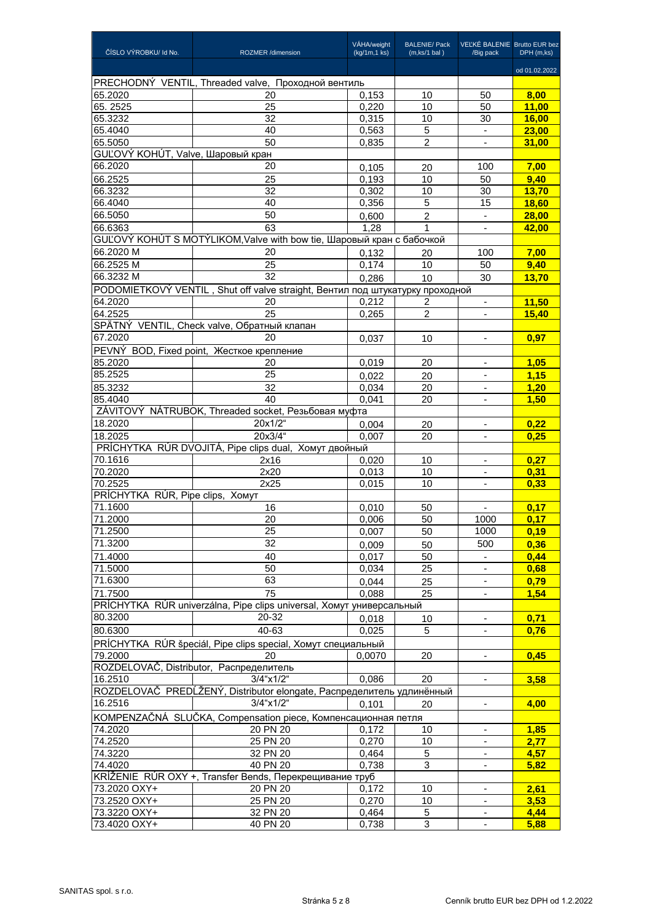| ČÍSLO VÝROBKU/ Id No. | ROZMER /dimension | VÁHA/weight (kg/1m,1 ks) | BALENIE/ Pack (m,ks/1 bal ) | VEĽKÉ BALENIE /Big pack | Brutto EUR bez DPH (m,ks) |
|---|---|---|---|---|---|
| | | | | | od 01.02.2022 |
| PRECHODNÝ VENTIL, Threaded valve, Проходной вентиль | | | | | |
| 65.2020 | 20 | 0,153 | 10 | 50 | **8,00** |
| 65. 2525 | 25 | 0,220 | 10 | 50 | **11,00** |
| 65.3232 | 32 | 0,315 | 10 | 30 | **16,00** |
| 65.4040 | 40 | 0,563 | 5 | - | **23,00** |
| 65.5050 | 50 | 0,835 | 2 | - | **31,00** |
| GUĽOVÝ KOHÚT, Valve, Шаровый кран | | | | | |
| 66.2020 | 20 | 0,105 | 20 | 100 | **7,00** |
| 66.2525 | 25 | 0,193 | 10 | 50 | **9,40** |
| 66.3232 | 32 | 0,302 | 10 | 30 | **13,70** |
| 66.4040 | 40 | 0,356 | 5 | 15 | **18,60** |
| 66.5050 | 50 | 0,600 | 2 | - | **28,00** |
| 66.6363 | 63 | 1,28 | 1 | - | **42,00** |
| GUĽOVÝ KOHÚT S MOTÝLIKOM,Valve with bow tie, Шаровый кран с бабочкой | | | | | |
| 66.2020 M | 20 | 0,132 | 20 | 100 | **7,00** |
| 66.2525 M | 25 | 0,174 | 10 | 50 | **9,40** |
| 66.3232 M | 32 | 0,286 | 10 | 30 | **13,70** |
| PODOMIETKOVÝ VENTIL , Shut off valve straight, Вентил под штукатурку проходной | | | | | |
| 64.2020 | 20 | 0,212 | 2 | - | **11,50** |
| 64.2525 | 25 | 0,265 | 2 | - | **15,40** |
| SPÄTNÝ VENTIL, Check valve, Обратный клапан | | | | | |
| 67.2020 | 20 | 0,037 | 10 | - | **0,97** |
| PEVNÝ BOD, Fixed point, Жесткое крепление | | | | | |
| 85.2020 | 20 | 0,019 | 20 | - | **1,05** |
| 85.2525 | 25 | 0,022 | 20 | - | **1,15** |
| 85.3232 | 32 | 0,034 | 20 | - | **1,20** |
| 85.4040 | 40 | 0,041 | 20 | - | **1,50** |
| ZÁVITOVÝ NÁTRUBOK, Threaded socket, Резьбовая муфта | | | | | |
| 18.2020 | 20x1/2" | 0,004 | 20 | - | **0,22** |
| 18.2025 | 20x3/4" | 0,007 | 20 | - | **0,25** |
| PRÍCHYTKA RÚR DVOJITÁ, Pipe clips dual, Хомут двойный | | | | | |
| 70.1616 | 2x16 | 0,020 | 10 | - | **0,27** |
| 70.2020 | 2x20 | 0,013 | 10 | - | **0,31** |
| 70.2525 | 2x25 | 0,015 | 10 | - | **0,33** |
| PRÍCHYTKA RÚR, Pipe clips, Хомут | | | | | |
| 71.1600 | 16 | 0,010 | 50 | - | **0,17** |
| 71.2000 | 20 | 0,006 | 50 | 1000 | **0,17** |
| 71.2500 | 25 | 0,007 | 50 | 1000 | **0,19** |
| 71.3200 | 32 | 0,009 | 50 | 500 | **0,36** |
| 71.4000 | 40 | 0,017 | 50 | - | **0,44** |
| 71.5000 | 50 | 0,034 | 25 | - | **0,68** |
| 71.6300 | 63 | 0,044 | 25 | - | **0,79** |
| 71.7500 | 75 | 0,088 | 25 | - | **1,54** |
| PRÍCHYTKA RÚR univerzálna, Pipe clips universal, Хомут универсальный | | | | | |
| 80.3200 | 20-32 | 0,018 | 10 | - | **0,71** |
| 80.6300 | 40-63 | 0,025 | 5 | - | **0,76** |
| PRÍCHYTKA RÚR špeciál, Pipe clips special, Хомут специальный | | | | | |
| 79.2000 | 20 | 0,0070 | 20 | - | **0,45** |
| ROZDEĽOVAČ, Distributor, Распределитель | | | | | |
| 16.2510 | 3/4"x1/2" | 0,086 | 20 | - | **3,58** |
| ROZDEĽOVAČ PREDĹŽENÝ, Distributor elongate, Распределитель удлинённый | | | | | |
| 16.2516 | 3/4"x1/2" | 0,101 | 20 | - | **4,00** |
| KOMPENZAČNÁ SLUČKA, Compensation piece, Компенсационная петля | | | | | |
| 74.2020 | 20 PN 20 | 0,172 | 10 | - | **1,85** |
| 74.2520 | 25 PN 20 | 0,270 | 10 | - | **2,77** |
| 74.3220 | 32 PN 20 | 0,464 | 5 | - | **4,57** |
| 74.4020 | 40 PN 20 | 0,738 | 3 | - | **5,82** |
| KRÍŽENIE RÚR OXY +, Transfer Bends, Перекрещивание труб | | | | | |
| 73.2020 OXY+ | 20 PN 20 | 0,172 | 10 | - | **2,61** |
| 73.2520 OXY+ | 25 PN 20 | 0,270 | 10 | - | **3,53** |
| 73.3220 OXY+ | 32 PN 20 | 0,464 | 5 | - | **4,44** |
| 73.4020 OXY+ | 40 PN 20 | 0,738 | 3 | - | **5,88** |

SANITAS spol. s r.o.

Cenník brutto EUR bez DPH od 1.2.2022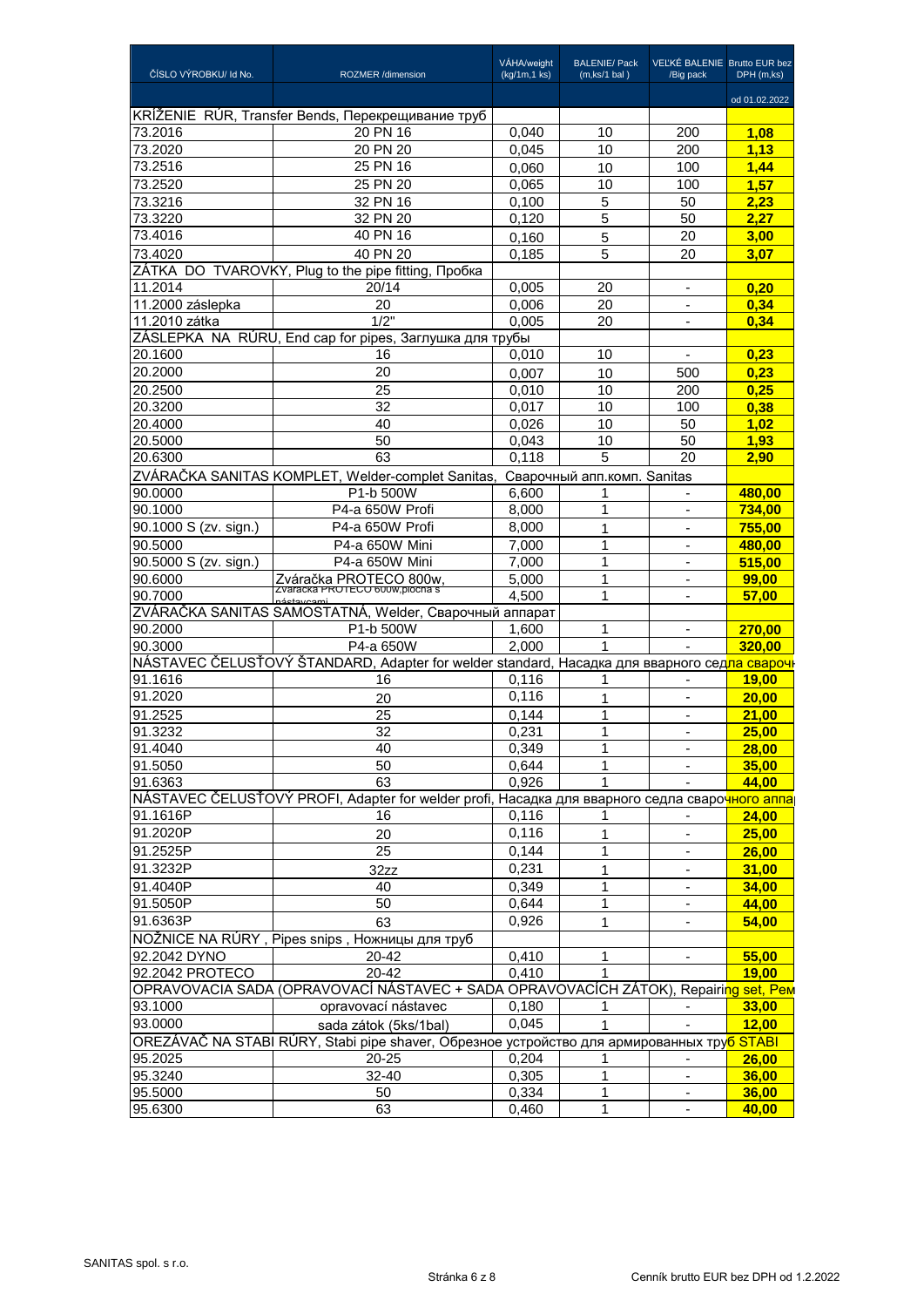| ČÍSLO VÝROBKU/ Id No. | ROZMER /dimension | VÁHA/weight (kg/1m,1 ks) | BALENIE/ Pack (m,ks/1 bal ) | VEĽKÉ BALENIE /Big pack | Brutto EUR bez DPH (m,ks) |
|---|---|---|---|---|---|
| | | | | | od 01.02.2022 |
| KRÍŽENIE RÚR, Transfer Bends, Перекрещивание труб | | | | | |
| 73.2016 | 20 PN 16 | 0,040 | 10 | 200 | **1,08** |
| 73.2020 | 20 PN 20 | 0,045 | 10 | 200 | **1,13** |
| 73.2516 | 25 PN 16 | 0,060 | 10 | 100 | **1,44** |
| 73.2520 | 25 PN 20 | 0,065 | 10 | 100 | **1,57** |
| 73.3216 | 32 PN 16 | 0,100 | 5 | 50 | **2,23** |
| 73.3220 | 32 PN 20 | 0,120 | 5 | 50 | **2,27** |
| 73.4016 | 40 PN 16 | 0,160 | 5 | 20 | **3,00** |
| 73.4020 | 40 PN 20 | 0,185 | 5 | 20 | **3,07** |
| ZÁTKA DO TVAROVKY, Plug to the pipe fitting, Пробка | | | | | |
| 11.2014 | 20/14 | 0,005 | 20 | - | **0,20** |
| 11.2000 záslepka | 20 | 0,006 | 20 | - | **0,34** |
| 11.2010 zátka | 1/2" | 0,005 | 20 | - | **0,34** |
| ZÁSLEPKA NA RÚRU, End cap for pipes, Заглушка для трубы | | | | | |
| 20.1600 | 16 | 0,010 | 10 | - | **0,23** |
| 20.2000 | 20 | 0,007 | 10 | 500 | **0,23** |
| 20.2500 | 25 | 0,010 | 10 | 200 | **0,25** |
| 20.3200 | 32 | 0,017 | 10 | 100 | **0,38** |
| 20.4000 | 40 | 0,026 | 10 | 50 | **1,02** |
| 20.5000 | 50 | 0,043 | 10 | 50 | **1,93** |
| 20.6300 | 63 | 0,118 | 5 | 20 | **2,90** |
| ZVÁRAČKA SANITAS KOMPLET, Welder-complet Sanitas, Сварочный апп.комп. Sanitas | | | | | |
| 90.0000 | P1-b 500W | 6,600 | 1 | - | **480,00** |
| 90.1000 | P4-a 650W Profi | 8,000 | 1 | - | **734,00** |
| 90.1000 S (zv. sign.) | P4-a 650W Profi | 8,000 | 1 | - | **755,00** |
| 90.5000 | P4-a 650W Mini | 7,000 | 1 | - | **480,00** |
| 90.5000 S (zv. sign.) | P4-a 650W Mini | 7,000 | 1 | - | **515,00** |
| 90.6000 | Zváračka PROTECO 800w, | 5,000 | 1 | - | **99,00** |
| 90.7000 | Zváračka PROTECO 600w,plochá s nástavcami | 4,500 | 1 | - | **57,00** |
| ZVÁRAČKA SANITAS SAMOSTATNÁ, Welder, Сварочный аппарат | | | | | |
| 90.2000 | P1-b 500W | 1,600 | 1 | - | **270,00** |
| 90.3000 | P4-a 650W | 2,000 | 1 | - | **320,00** |
| NÁSTAVEC ČELUSŤOVÝ ŠTANDARD, Adapter for welder standard, Насадка для вварного седла свароч | | | | | |
| 91.1616 | 16 | 0,116 | 1 | - | **19,00** |
| 91.2020 | 20 | 0,116 | 1 | - | **20,00** |
| 91.2525 | 25 | 0,144 | 1 | - | **21,00** |
| 91.3232 | 32 | 0,231 | 1 | - | **25,00** |
| 91.4040 | 40 | 0,349 | 1 | - | **28,00** |
| 91.5050 | 50 | 0,644 | 1 | - | **35,00** |
| 91.6363 | 63 | 0,926 | 1 | - | **44,00** |
| NÁSTAVEC ČELUSŤOVÝ PROFI, Adapter for welder profi, Насадка для вварного седла сварочного аппа | | | | | |
| 91.1616P | 16 | 0,116 | 1 | - | **24,00** |
| 91.2020P | 20 | 0,116 | 1 | - | **25,00** |
| 91.2525P | 25 | 0,144 | 1 | - | **26,00** |
| 91.3232P | 32zz | 0,231 | 1 | - | **31,00** |
| 91.4040P | 40 | 0,349 | 1 | - | **34,00** |
| 91.5050P | 50 | 0,644 | 1 | - | **44,00** |
| 91.6363P | 63 | 0,926 | 1 | - | **54,00** |
| NOŽNICE NA RÚRY , Pipes snips , Ножницы для труб | | | | | |
| 92.2042 DYNO | 20-42 | 0,410 | 1 | - | **55,00** |
| 92.2042 PROTECO | 20-42 | 0,410 | 1 | | **19,00** |
| OPRAVOVACIA SADA (OPRAVOVACÍ NÁSTAVEC + SADA OPRAVOVACÍCH ZÁTOK), Repairing set, Рем | | | | | |
| 93.1000 | opravovací nástavec | 0,180 | 1 | - | **33,00** |
| 93.0000 | sada zátok (5ks/1bal) | 0,045 | 1 | - | **12,00** |
| OREZÁVAČ NA STABI RÚRY, Stabi pipe shaver, Обрезное устройство для армированных труб STABI | | | | | |
| 95.2025 | 20-25 | 0,204 | 1 | - | **26,00** |
| 95.3240 | 32-40 | 0,305 | 1 | - | **36,00** |
| 95.5000 | 50 | 0,334 | 1 | - | **36,00** |
| 95.6300 | 63 | 0,460 | 1 | - | **40,00** |

SANITAS spol. s r.o.

Cenník brutto EUR bez DPH od 1.2.2022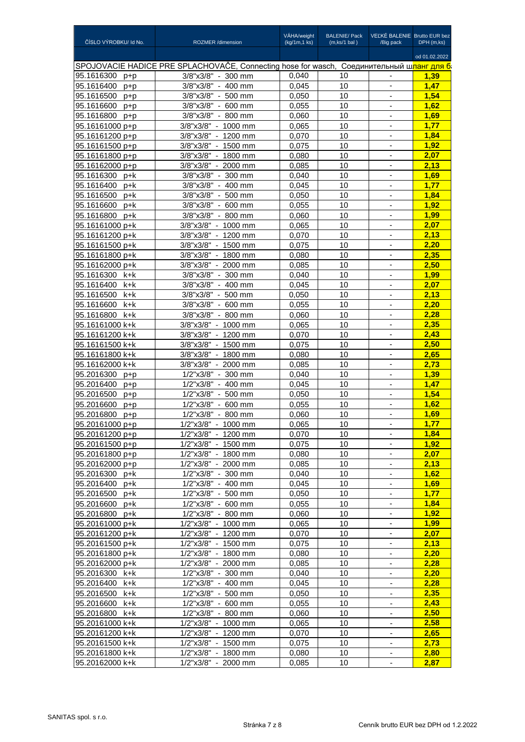| ČÍSLO VÝROBKU/ Id No. | ROZMER /dimension | VÁHA/weight (kg/1m,1 ks) | BALENIE/ Pack (m,ks/1 bal ) | VEĽKÉ BALENIE /Big pack | Brutto EUR bez DPH (m,ks) |
|---|---|---|---|---|---|
| | | | | | od 01.02.2022 |
| SPOJOVACIE HADICE PRE SPLACHOVAČE, Connecting hose for wasch, Соединительный шланг для б | | | | | |
| 95.1616300 p+p | 3/8"x3/8" - 300 mm | 0,040 | 10 | - | **1,39** |
| 95.1616400 p+p | 3/8"x3/8" - 400 mm | 0,045 | 10 | - | **1,47** |
| 95.1616500 p+p | 3/8"x3/8" - 500 mm | 0,050 | 10 | - | **1,54** |
| 95.1616600 p+p | 3/8"x3/8" - 600 mm | 0,055 | 10 | - | **1,62** |
| 95.1616800 p+p | 3/8"x3/8" - 800 mm | 0,060 | 10 | - | **1,69** |
| 95.16161000 p+p | 3/8"x3/8" - 1000 mm | 0,065 | 10 | - | **1,77** |
| 95.16161200 p+p | 3/8"x3/8" - 1200 mm | 0,070 | 10 | - | **1,84** |
| 95.16161500 p+p | 3/8"x3/8" - 1500 mm | 0,075 | 10 | - | **1,92** |
| 95.16161800 p+p | 3/8"x3/8" - 1800 mm | 0,080 | 10 | - | **2,07** |
| 95.16162000 p+p | 3/8"x3/8" - 2000 mm | 0,085 | 10 | - | **2,13** |
| 95.1616300 p+k | 3/8"x3/8" - 300 mm | 0,040 | 10 | - | **1,69** |
| 95.1616400 p+k | 3/8"x3/8" - 400 mm | 0,045 | 10 | - | **1,77** |
| 95.1616500 p+k | 3/8"x3/8" - 500 mm | 0,050 | 10 | - | **1,84** |
| 95.1616600 p+k | 3/8"x3/8" - 600 mm | 0,055 | 10 | - | **1,92** |
| 95.1616800 p+k | 3/8"x3/8" - 800 mm | 0,060 | 10 | - | **1,99** |
| 95.16161000 p+k | 3/8"x3/8" - 1000 mm | 0,065 | 10 | - | **2,07** |
| 95.16161200 p+k | 3/8"x3/8" - 1200 mm | 0,070 | 10 | - | **2,13** |
| 95.16161500 p+k | 3/8"x3/8" - 1500 mm | 0,075 | 10 | - | **2,20** |
| 95.16161800 p+k | 3/8"x3/8" - 1800 mm | 0,080 | 10 | - | **2,35** |
| 95.16162000 p+k | 3/8"x3/8" - 2000 mm | 0,085 | 10 | - | **2,50** |
| 95.1616300 k+k | 3/8"x3/8" - 300 mm | 0,040 | 10 | - | **1,99** |
| 95.1616400 k+k | 3/8"x3/8" - 400 mm | 0,045 | 10 | - | **2,07** |
| 95.1616500 k+k | 3/8"x3/8" - 500 mm | 0,050 | 10 | - | **2,13** |
| 95.1616600 k+k | 3/8"x3/8" - 600 mm | 0,055 | 10 | - | **2,20** |
| 95.1616800 k+k | 3/8"x3/8" - 800 mm | 0,060 | 10 | - | **2,28** |
| 95.16161000 k+k | 3/8"x3/8" - 1000 mm | 0,065 | 10 | - | **2,35** |
| 95.16161200 k+k | 3/8"x3/8" - 1200 mm | 0,070 | 10 | - | **2,43** |
| 95.16161500 k+k | 3/8"x3/8" - 1500 mm | 0,075 | 10 | - | **2,50** |
| 95.16161800 k+k | 3/8"x3/8" - 1800 mm | 0,080 | 10 | - | **2,65** |
| 95.16162000 k+k | 3/8"x3/8" - 2000 mm | 0,085 | 10 | - | **2,73** |
| 95.2016300 p+p | 1/2"x3/8" - 300 mm | 0,040 | 10 | - | **1,39** |
| 95.2016400 p+p | 1/2"x3/8" - 400 mm | 0,045 | 10 | - | **1,47** |
| 95.2016500 p+p | 1/2"x3/8" - 500 mm | 0,050 | 10 | - | **1,54** |
| 95.2016600 p+p | 1/2"x3/8" - 600 mm | 0,055 | 10 | - | **1,62** |
| 95.2016800 p+p | 1/2"x3/8" - 800 mm | 0,060 | 10 | - | **1,69** |
| 95.20161000 p+p | 1/2"x3/8" - 1000 mm | 0,065 | 10 | - | **1,77** |
| 95.20161200 p+p | 1/2"x3/8" - 1200 mm | 0,070 | 10 | - | **1,84** |
| 95.20161500 p+p | 1/2"x3/8" - 1500 mm | 0,075 | 10 | - | **1,92** |
| 95.20161800 p+p | 1/2"x3/8" - 1800 mm | 0,080 | 10 | - | **2,07** |
| 95.20162000 p+p | 1/2"x3/8" - 2000 mm | 0,085 | 10 | - | **2,13** |
| 95.2016300 p+k | 1/2"x3/8" - 300 mm | 0,040 | 10 | - | **1,62** |
| 95.2016400 p+k | 1/2"x3/8" - 400 mm | 0,045 | 10 | - | **1,69** |
| 95.2016500 p+k | 1/2"x3/8" - 500 mm | 0,050 | 10 | - | **1,77** |
| 95.2016600 p+k | 1/2"x3/8" - 600 mm | 0,055 | 10 | - | **1,84** |
| 95.2016800 p+k | 1/2"x3/8" - 800 mm | 0,060 | 10 | - | **1,92** |
| 95.20161000 p+k | 1/2"x3/8" - 1000 mm | 0,065 | 10 | - | **1,99** |
| 95.20161200 p+k | 1/2"x3/8" - 1200 mm | 0,070 | 10 | - | **2,07** |
| 95.20161500 p+k | 1/2"x3/8" - 1500 mm | 0,075 | 10 | - | **2,13** |
| 95.20161800 p+k | 1/2"x3/8" - 1800 mm | 0,080 | 10 | - | **2,20** |
| 95.20162000 p+k | 1/2"x3/8" - 2000 mm | 0,085 | 10 | - | **2,28** |
| 95.2016300 k+k | 1/2"x3/8" - 300 mm | 0,040 | 10 | - | **2,20** |
| 95.2016400 k+k | 1/2"x3/8" - 400 mm | 0,045 | 10 | - | **2,28** |
| 95.2016500 k+k | 1/2"x3/8" - 500 mm | 0,050 | 10 | - | **2,35** |
| 95.2016600 k+k | 1/2"x3/8" - 600 mm | 0,055 | 10 | - | **2,43** |
| 95.2016800 k+k | 1/2"x3/8" - 800 mm | 0,060 | 10 | - | **2,50** |
| 95.20161000 k+k | 1/2"x3/8" - 1000 mm | 0,065 | 10 | - | **2,58** |
| 95.20161200 k+k | 1/2"x3/8" - 1200 mm | 0,070 | 10 | - | **2,65** |
| 95.20161500 k+k | 1/2"x3/8" - 1500 mm | 0,075 | 10 | - | **2,73** |
| 95.20161800 k+k | 1/2"x3/8" - 1800 mm | 0,080 | 10 | - | **2,80** |
| 95.20162000 k+k | 1/2"x3/8" - 2000 mm | 0,085 | 10 | - | **2,87** |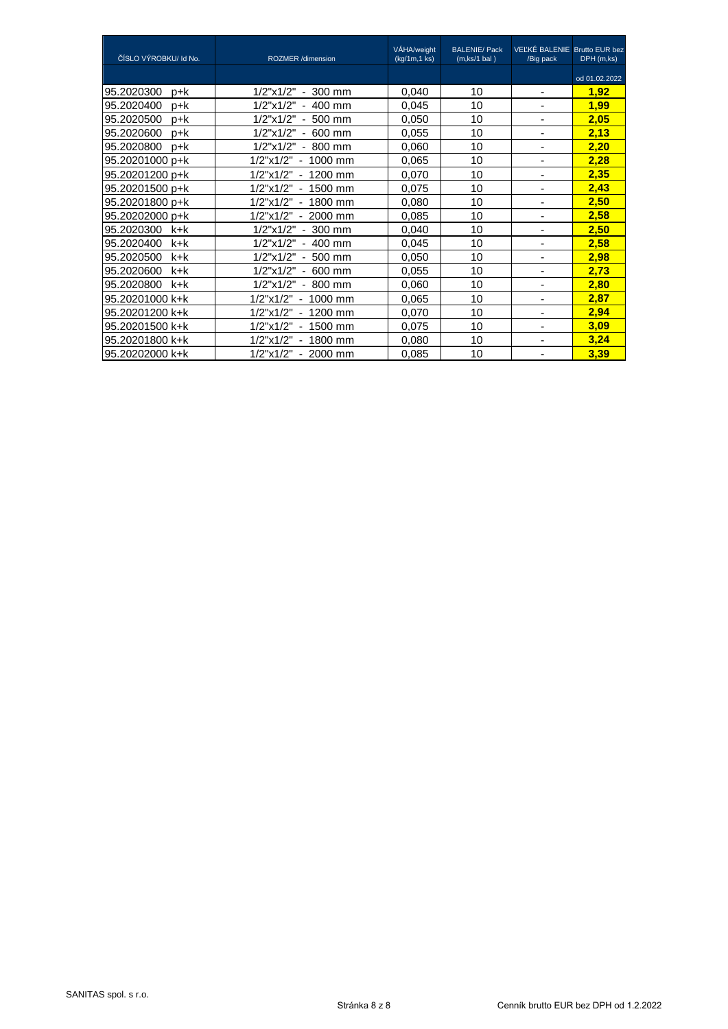| ČÍSLO VÝROBKU/ Id No. | ROZMER /dimension | VÁHA/weight (kg/1m,1 ks) | BALENIE/ Pack (m,ks/1 bal ) | VEĽKÉ BALENIE /Big pack | Brutto EUR bez DPH (m,ks) |
|---|---|---|---|---|---|
| | | | | | od 01.02.2022 |
| 95.2020300 p+k | 1/2"x1/2" - 300 mm | 0,040 | 10 | - | **1,92** |
| 95.2020400 p+k | 1/2"x1/2" - 400 mm | 0,045 | 10 | - | **1,99** |
| 95.2020500 p+k | 1/2"x1/2" - 500 mm | 0,050 | 10 | - | **2,05** |
| 95.2020600 p+k | 1/2"x1/2" - 600 mm | 0,055 | 10 | - | **2,13** |
| 95.2020800 p+k | 1/2"x1/2" - 800 mm | 0,060 | 10 | - | **2,20** |
| 95.20201000 p+k | 1/2"x1/2" - 1000 mm | 0,065 | 10 | - | **2,28** |
| 95.20201200 p+k | 1/2"x1/2" - 1200 mm | 0,070 | 10 | - | **2,35** |
| 95.20201500 p+k | 1/2"x1/2" - 1500 mm | 0,075 | 10 | - | **2,43** |
| 95.20201800 p+k | 1/2"x1/2" - 1800 mm | 0,080 | 10 | - | **2,50** |
| 95.20202000 p+k | 1/2"x1/2" - 2000 mm | 0,085 | 10 | - | **2,58** |
| 95.2020300 k+k | 1/2"x1/2" - 300 mm | 0,040 | 10 | - | **2,50** |
| 95.2020400 k+k | 1/2"x1/2" - 400 mm | 0,045 | 10 | - | **2,58** |
| 95.2020500 k+k | 1/2"x1/2" - 500 mm | 0,050 | 10 | - | **2,98** |
| 95.2020600 k+k | 1/2"x1/2" - 600 mm | 0,055 | 10 | - | **2,73** |
| 95.2020800 k+k | 1/2"x1/2" - 800 mm | 0,060 | 10 | - | **2,80** |
| 95.20201000 k+k | 1/2"x1/2" - 1000 mm | 0,065 | 10 | - | **2,87** |
| 95.20201200 k+k | 1/2"x1/2" - 1200 mm | 0,070 | 10 | - | **2,94** |
| 95.20201500 k+k | 1/2"x1/2" - 1500 mm | 0,075 | 10 | - | **3,09** |
| 95.20201800 k+k | 1/2"x1/2" - 1800 mm | 0,080 | 10 | - | **3,24** |
| 95.20202000 k+k | 1/2"x1/2" - 2000 mm | 0,085 | 10 | - | **3,39** |